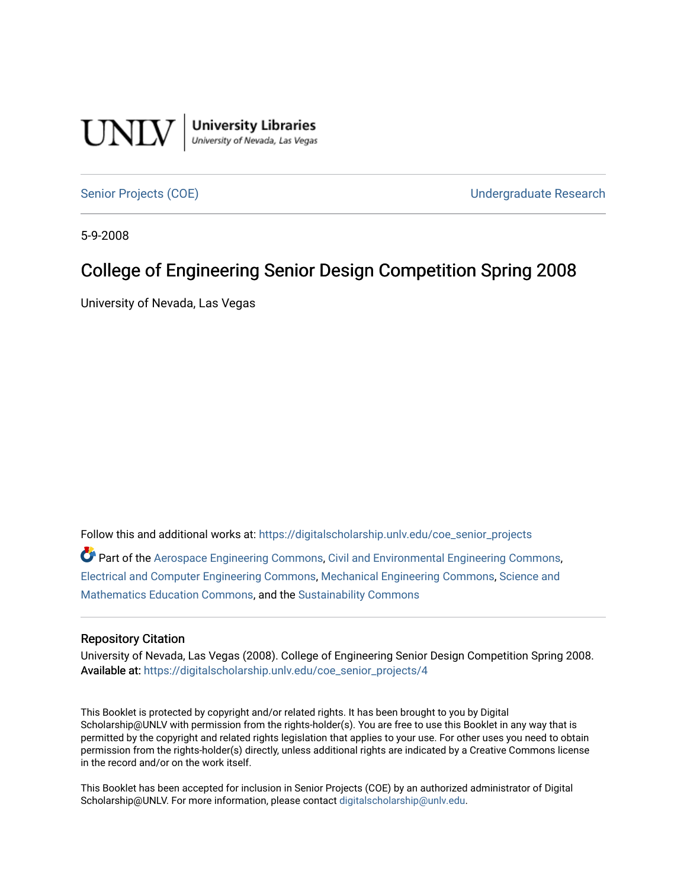UNLV | University Libraries
University of Nevada, Las Vegas

Senior Projects (COE) | Undergraduate Research

5-9-2008

# College of Engineering Senior Design Competition Spring 2008

University of Nevada, Las Vegas

Follow this and additional works at: https://digitalscholarship.unlv.edu/coe_senior_projects

Part of the Aerospace Engineering Commons, Civil and Environmental Engineering Commons, Electrical and Computer Engineering Commons, Mechanical Engineering Commons, Science and Mathematics Education Commons, and the Sustainability Commons

## Repository Citation

University of Nevada, Las Vegas (2008). College of Engineering Senior Design Competition Spring 2008.
Available at: https://digitalscholarship.unlv.edu/coe_senior_projects/4

This Booklet is protected by copyright and/or related rights. It has been brought to you by Digital Scholarship@UNLV with permission from the rights-holder(s). You are free to use this Booklet in any way that is permitted by the copyright and related rights legislation that applies to your use. For other uses you need to obtain permission from the rights-holder(s) directly, unless additional rights are indicated by a Creative Commons license in the record and/or on the work itself.

This Booklet has been accepted for inclusion in Senior Projects (COE) by an authorized administrator of Digital Scholarship@UNLV. For more information, please contact digitalscholarship@unlv.edu.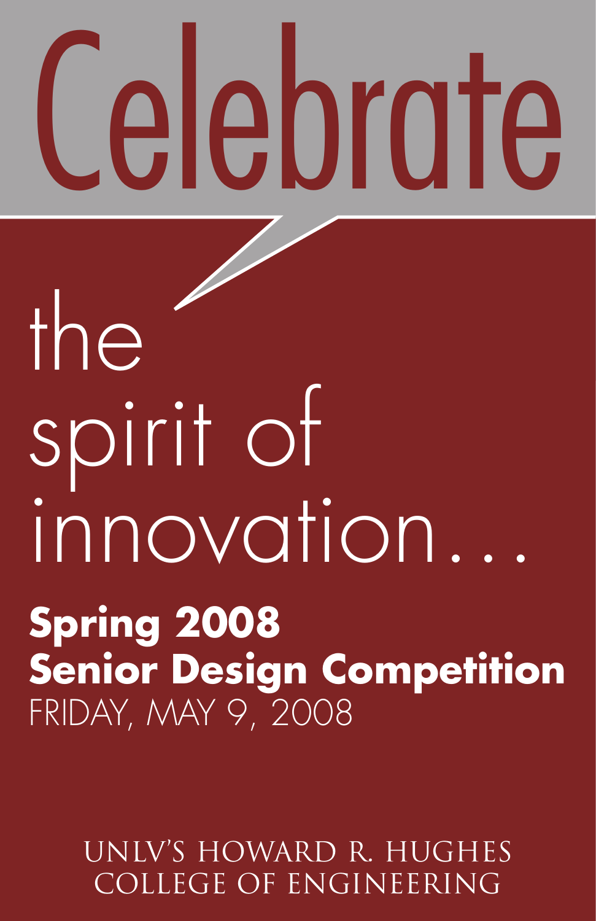# Celebrate

# the spirit of innovation…

**Spring 2008**
**Senior Design Competition**
FRIDAY, MAY 9, 2008

UNLV'S HOWARD R. HUGHES
COLLEGE OF ENGINEERING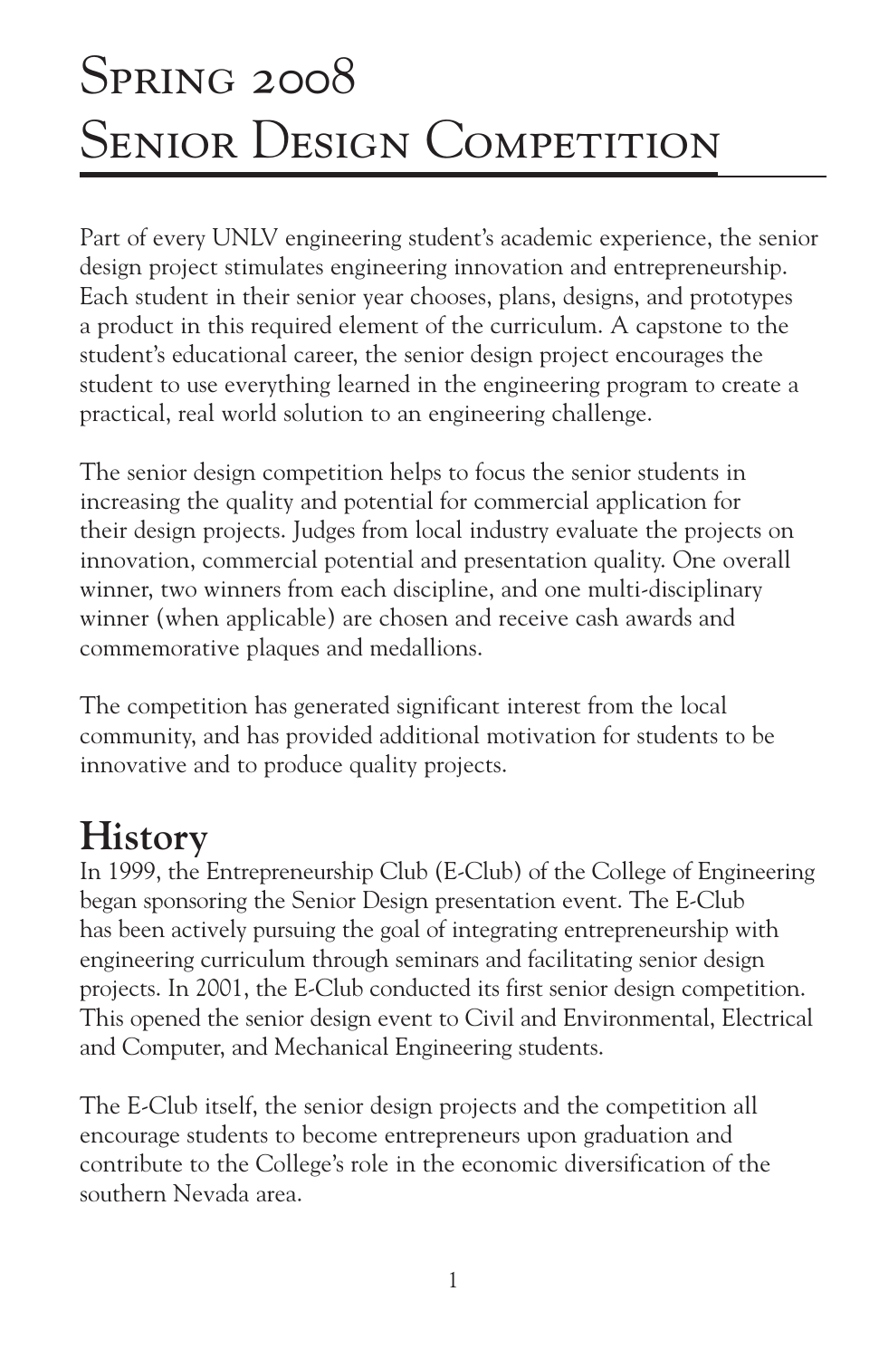# Spring 2008 Senior Design Competition

Part of every UNLV engineering student's academic experience, the senior design project stimulates engineering innovation and entrepreneurship. Each student in their senior year chooses, plans, designs, and prototypes a product in this required element of the curriculum. A capstone to the student's educational career, the senior design project encourages the student to use everything learned in the engineering program to create a practical, real world solution to an engineering challenge.

The senior design competition helps to focus the senior students in increasing the quality and potential for commercial application for their design projects. Judges from local industry evaluate the projects on innovation, commercial potential and presentation quality. One overall winner, two winners from each discipline, and one multi-disciplinary winner (when applicable) are chosen and receive cash awards and commemorative plaques and medallions.

The competition has generated significant interest from the local community, and has provided additional motivation for students to be innovative and to produce quality projects.

## History

In 1999, the Entrepreneurship Club (E-Club) of the College of Engineering began sponsoring the Senior Design presentation event. The E-Club has been actively pursuing the goal of integrating entrepreneurship with engineering curriculum through seminars and facilitating senior design projects. In 2001, the E-Club conducted its first senior design competition. This opened the senior design event to Civil and Environmental, Electrical and Computer, and Mechanical Engineering students.

The E-Club itself, the senior design projects and the competition all encourage students to become entrepreneurs upon graduation and contribute to the College's role in the economic diversification of the southern Nevada area.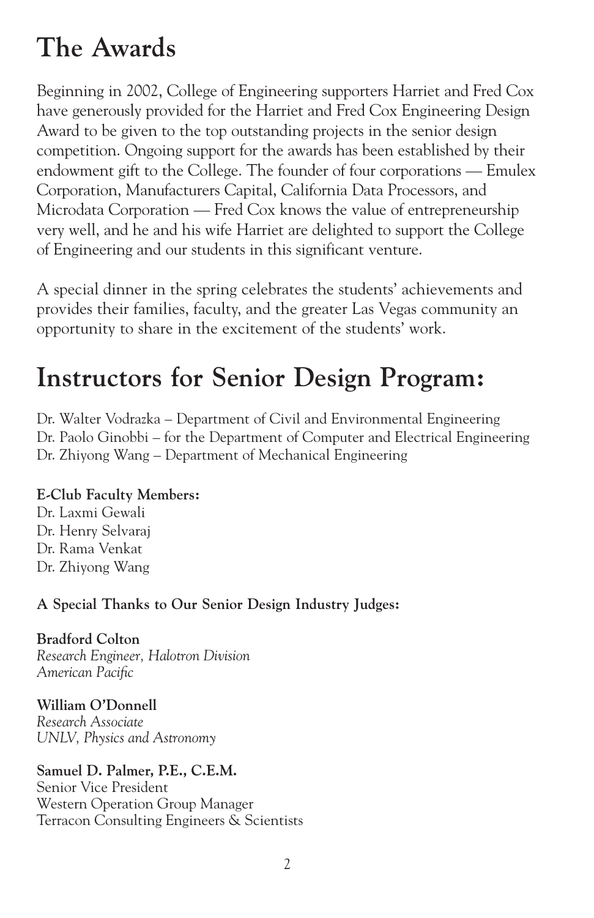# The Awards

Beginning in 2002, College of Engineering supporters Harriet and Fred Cox have generously provided for the Harriet and Fred Cox Engineering Design Award to be given to the top outstanding projects in the senior design competition. Ongoing support for the awards has been established by their endowment gift to the College. The founder of four corporations — Emulex Corporation, Manufacturers Capital, California Data Processors, and Microdata Corporation — Fred Cox knows the value of entrepreneurship very well, and he and his wife Harriet are delighted to support the College of Engineering and our students in this significant venture.

A special dinner in the spring celebrates the students' achievements and provides their families, faculty, and the greater Las Vegas community an opportunity to share in the excitement of the students' work.

# Instructors for Senior Design Program:

Dr. Walter Vodrazka – Department of Civil and Environmental Engineering
Dr. Paolo Ginobbi – for the Department of Computer and Electrical Engineering
Dr. Zhiyong Wang – Department of Mechanical Engineering

**E-Club Faculty Members:**
Dr. Laxmi Gewali
Dr. Henry Selvaraj
Dr. Rama Venkat
Dr. Zhiyong Wang

**A Special Thanks to Our Senior Design Industry Judges:**

**Bradford Colton**
*Research Engineer, Halotron Division*
*American Pacific*

**William O'Donnell**
*Research Associate*
*UNLV, Physics and Astronomy*

**Samuel D. Palmer, P.E., C.E.M.**
Senior Vice President
Western Operation Group Manager
Terracon Consulting Engineers & Scientists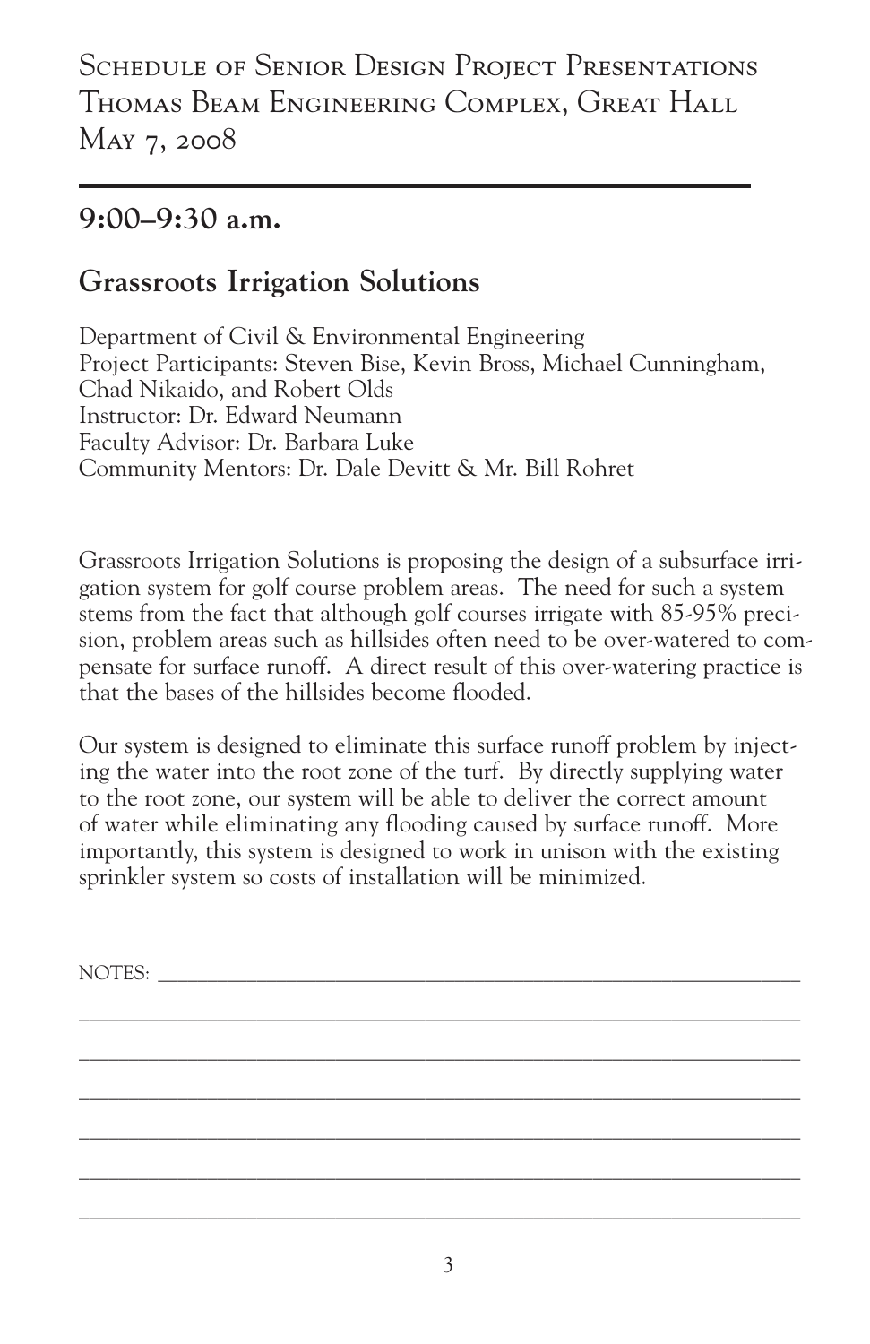Schedule of Senior Design Project Presentations
Thomas Beam Engineering Complex, Great Hall
May 7, 2008

## 9:00–9:30 a.m.

## Grassroots Irrigation Solutions

Department of Civil & Environmental Engineering
Project Participants: Steven Bise, Kevin Bross, Michael Cunningham, Chad Nikaido, and Robert Olds
Instructor: Dr. Edward Neumann
Faculty Advisor: Dr. Barbara Luke
Community Mentors: Dr. Dale Devitt & Mr. Bill Rohret

Grassroots Irrigation Solutions is proposing the design of a subsurface irrigation system for golf course problem areas. The need for such a system stems from the fact that although golf courses irrigate with 85-95% precision, problem areas such as hillsides often need to be over-watered to compensate for surface runoff. A direct result of this over-watering practice is that the bases of the hillsides become flooded.

Our system is designed to eliminate this surface runoff problem by injecting the water into the root zone of the turf. By directly supplying water to the root zone, our system will be able to deliver the correct amount of water while eliminating any flooding caused by surface runoff. More importantly, this system is designed to work in unison with the existing sprinkler system so costs of installation will be minimized.

NOTES: ____________________________________________________________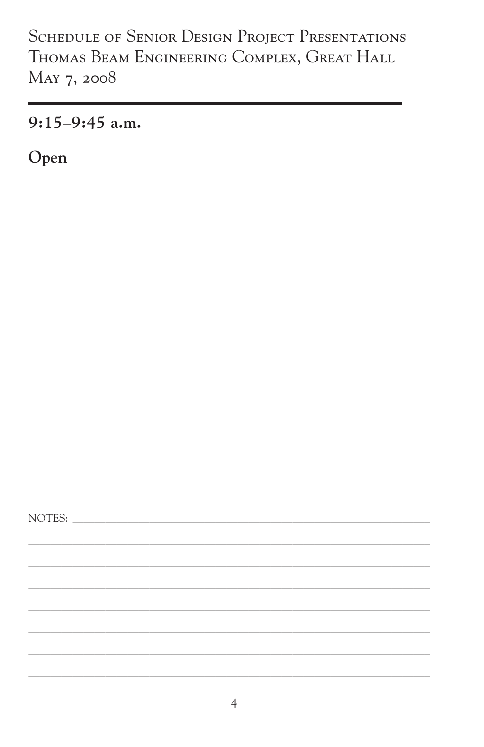Schedule of Senior Design Project Presentations
Thomas Beam Engineering Complex, Great Hall
May 7, 2008

---

## 9:15–9:45 a.m.

## Open

NOTES: ____________________________________________________________

______________________________________________________________________

______________________________________________________________________

______________________________________________________________________

______________________________________________________________________

______________________________________________________________________

______________________________________________________________________

______________________________________________________________________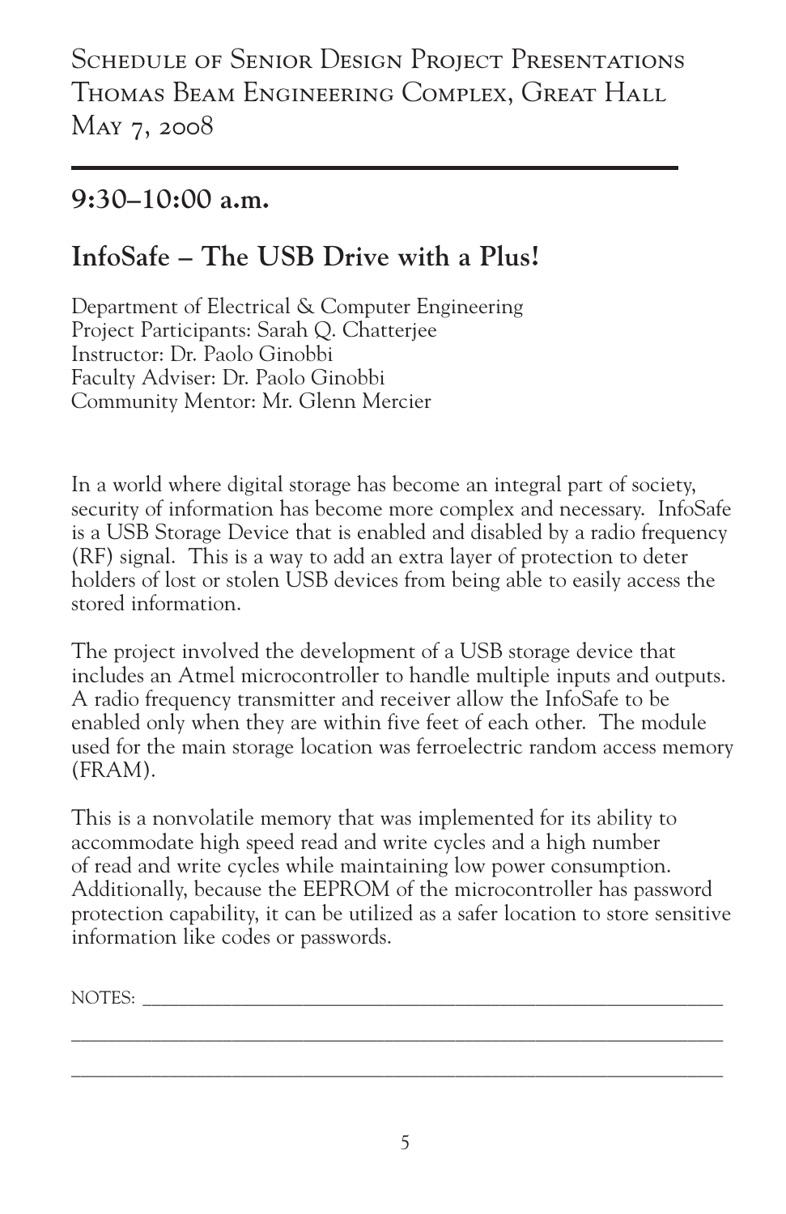Schedule of Senior Design Project Presentations
Thomas Beam Engineering Complex, Great Hall
May 7, 2008

## 9:30–10:00 a.m.

## InfoSafe – The USB Drive with a Plus!

Department of Electrical & Computer Engineering
Project Participants: Sarah Q. Chatterjee
Instructor: Dr. Paolo Ginobbi
Faculty Adviser: Dr. Paolo Ginobbi
Community Mentor: Mr. Glenn Mercier

In a world where digital storage has become an integral part of society, security of information has become more complex and necessary. InfoSafe is a USB Storage Device that is enabled and disabled by a radio frequency (RF) signal. This is a way to add an extra layer of protection to deter holders of lost or stolen USB devices from being able to easily access the stored information.

The project involved the development of a USB storage device that includes an Atmel microcontroller to handle multiple inputs and outputs. A radio frequency transmitter and receiver allow the InfoSafe to be enabled only when they are within five feet of each other. The module used for the main storage location was ferroelectric random access memory (FRAM).

This is a nonvolatile memory that was implemented for its ability to accommodate high speed read and write cycles and a high number of read and write cycles while maintaining low power consumption. Additionally, because the EEPROM of the microcontroller has password protection capability, it can be utilized as a safer location to store sensitive information like codes or passwords.

NOTES: ______________________________________________________________

______________________________________________________________________

______________________________________________________________________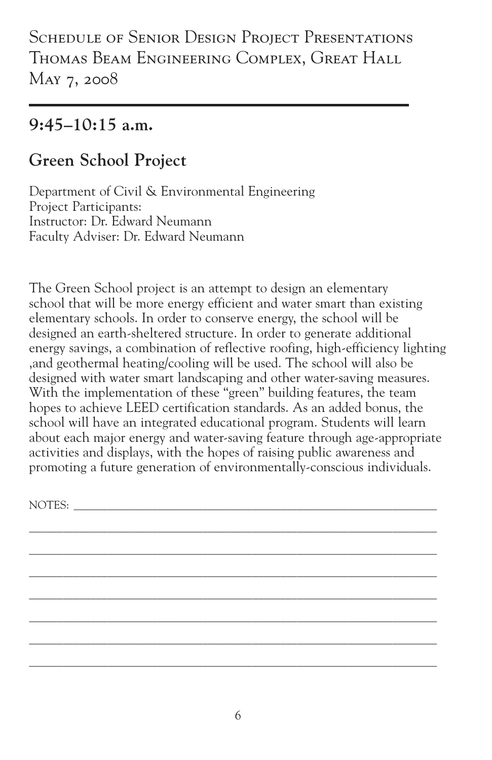Schedule of Senior Design Project Presentations
Thomas Beam Engineering Complex, Great Hall
May 7, 2008

---

## 9:45–10:15 a.m.

## Green School Project

Department of Civil & Environmental Engineering
Project Participants:
Instructor: Dr. Edward Neumann
Faculty Adviser: Dr. Edward Neumann

The Green School project is an attempt to design an elementary school that will be more energy efficient and water smart than existing elementary schools. In order to conserve energy, the school will be designed an earth-sheltered structure. In order to generate additional energy savings, a combination of reflective roofing, high-efficiency lighting ,and geothermal heating/cooling will be used. The school will also be designed with water smart landscaping and other water-saving measures. With the implementation of these "green" building features, the team hopes to achieve LEED certification standards. As an added bonus, the school will have an integrated educational program. Students will learn about each major energy and water-saving feature through age-appropriate activities and displays, with the hopes of raising public awareness and promoting a future generation of environmentally-conscious individuals.

NOTES: ____________________________________________________________

_________________________________________________________________

_________________________________________________________________

_________________________________________________________________

_________________________________________________________________

_________________________________________________________________

_________________________________________________________________

_________________________________________________________________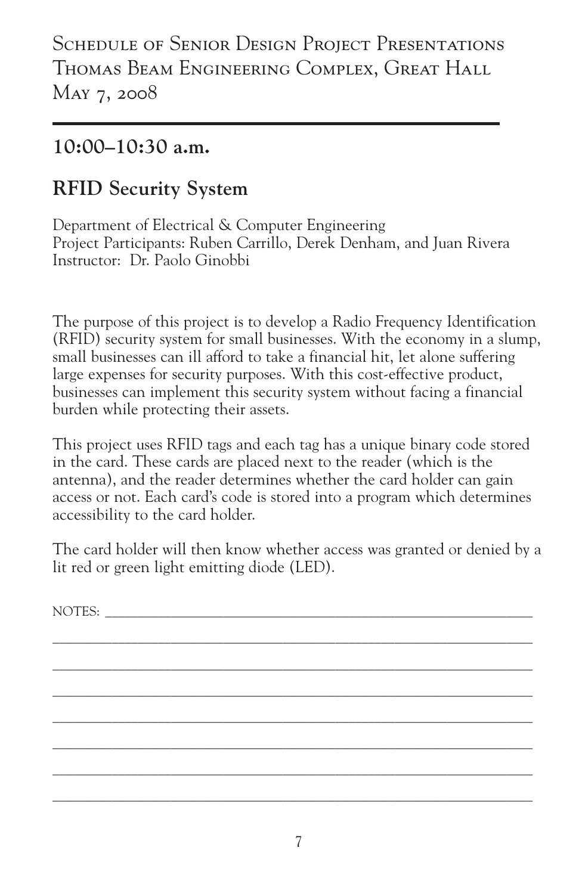Schedule of Senior Design Project Presentations
Thomas Beam Engineering Complex, Great Hall
May 7, 2008

## 10:00–10:30 a.m.

## RFID Security System

Department of Electrical & Computer Engineering
Project Participants: Ruben Carrillo, Derek Denham, and Juan Rivera
Instructor: Dr. Paolo Ginobbi

The purpose of this project is to develop a Radio Frequency Identification (RFID) security system for small businesses. With the economy in a slump, small businesses can ill afford to take a financial hit, let alone suffering large expenses for security purposes. With this cost-effective product, businesses can implement this security system without facing a financial burden while protecting their assets.

This project uses RFID tags and each tag has a unique binary code stored in the card. These cards are placed next to the reader (which is the antenna), and the reader determines whether the card holder can gain access or not. Each card's code is stored into a program which determines accessibility to the card holder.

The card holder will then know whether access was granted or denied by a lit red or green light emitting diode (LED).

NOTES: ______________________________________________________________

______________________________________________________________

______________________________________________________________

______________________________________________________________

______________________________________________________________

______________________________________________________________

______________________________________________________________

______________________________________________________________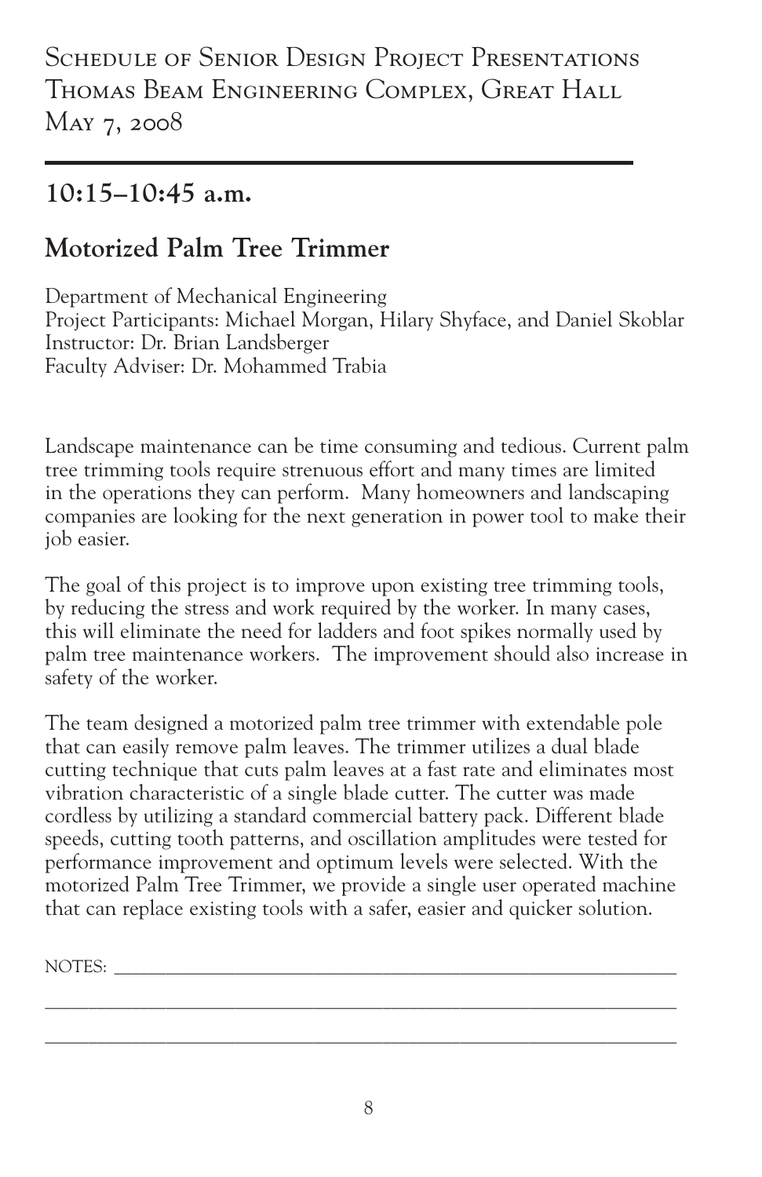Schedule of Senior Design Project Presentations
Thomas Beam Engineering Complex, Great Hall
May 7, 2008

## 10:15–10:45 a.m.

## Motorized Palm Tree Trimmer

Department of Mechanical Engineering
Project Participants: Michael Morgan, Hilary Shyface, and Daniel Skoblar
Instructor: Dr. Brian Landsberger
Faculty Adviser: Dr. Mohammed Trabia

Landscape maintenance can be time consuming and tedious. Current palm tree trimming tools require strenuous effort and many times are limited in the operations they can perform. Many homeowners and landscaping companies are looking for the next generation in power tool to make their job easier.

The goal of this project is to improve upon existing tree trimming tools, by reducing the stress and work required by the worker. In many cases, this will eliminate the need for ladders and foot spikes normally used by palm tree maintenance workers. The improvement should also increase in safety of the worker.

The team designed a motorized palm tree trimmer with extendable pole that can easily remove palm leaves. The trimmer utilizes a dual blade cutting technique that cuts palm leaves at a fast rate and eliminates most vibration characteristic of a single blade cutter. The cutter was made cordless by utilizing a standard commercial battery pack. Different blade speeds, cutting tooth patterns, and oscillation amplitudes were tested for performance improvement and optimum levels were selected. With the motorized Palm Tree Trimmer, we provide a single user operated machine that can replace existing tools with a safer, easier and quicker solution.

NOTES: ____________________________________________________________

______________________________________________________________________

______________________________________________________________________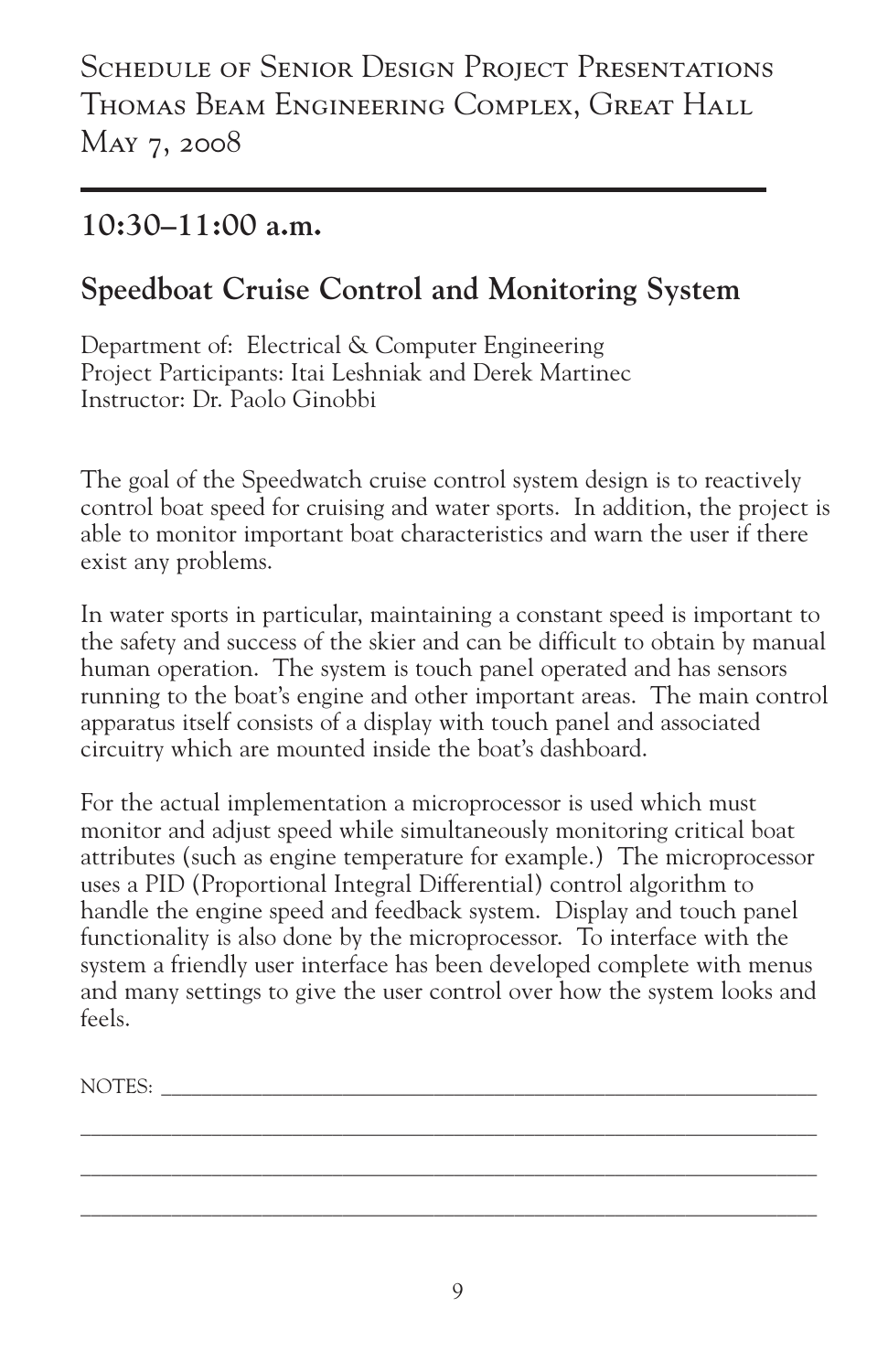Schedule of Senior Design Project Presentations
Thomas Beam Engineering Complex, Great Hall
May 7, 2008

---

## 10:30–11:00 a.m.

## Speedboat Cruise Control and Monitoring System

Department of: Electrical & Computer Engineering
Project Participants: Itai Leshniak and Derek Martinec
Instructor: Dr. Paolo Ginobbi

The goal of the Speedwatch cruise control system design is to reactively control boat speed for cruising and water sports. In addition, the project is able to monitor important boat characteristics and warn the user if there exist any problems.

In water sports in particular, maintaining a constant speed is important to the safety and success of the skier and can be difficult to obtain by manual human operation. The system is touch panel operated and has sensors running to the boat's engine and other important areas. The main control apparatus itself consists of a display with touch panel and associated circuitry which are mounted inside the boat's dashboard.

For the actual implementation a microprocessor is used which must monitor and adjust speed while simultaneously monitoring critical boat attributes (such as engine temperature for example.) The microprocessor uses a PID (Proportional Integral Differential) control algorithm to handle the engine speed and feedback system. Display and touch panel functionality is also done by the microprocessor. To interface with the system a friendly user interface has been developed complete with menus and many settings to give the user control over how the system looks and feels.

NOTES: ____________________________________________________________

______________________________________________________________________

______________________________________________________________________

______________________________________________________________________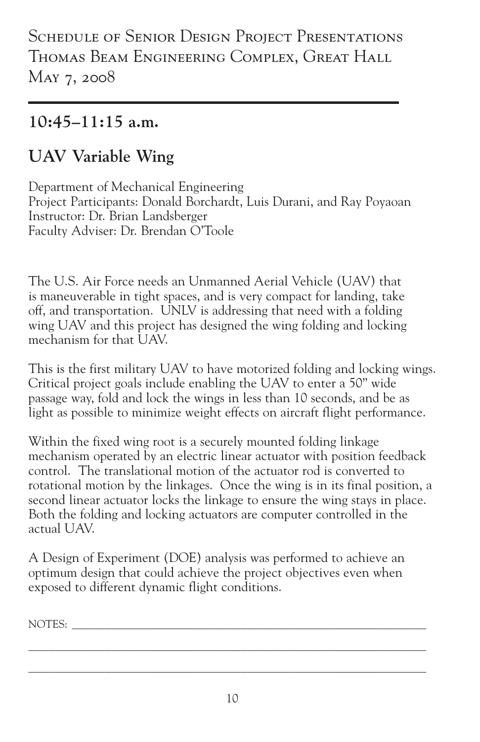Schedule of Senior Design Project Presentations
Thomas Beam Engineering Complex, Great Hall
May 7, 2008

## 10:45–11:15 a.m.

## UAV Variable Wing

Department of Mechanical Engineering
Project Participants: Donald Borchardt, Luis Durani, and Ray Poyaoan
Instructor: Dr. Brian Landsberger
Faculty Adviser: Dr. Brendan O'Toole

The U.S. Air Force needs an Unmanned Aerial Vehicle (UAV) that is maneuverable in tight spaces, and is very compact for landing, take off, and transportation. UNLV is addressing that need with a folding wing UAV and this project has designed the wing folding and locking mechanism for that UAV.

This is the first military UAV to have motorized folding and locking wings. Critical project goals include enabling the UAV to enter a 50" wide passage way, fold and lock the wings in less than 10 seconds, and be as light as possible to minimize weight effects on aircraft flight performance.

Within the fixed wing root is a securely mounted folding linkage mechanism operated by an electric linear actuator with position feedback control. The translational motion of the actuator rod is converted to rotational motion by the linkages. Once the wing is in its final position, a second linear actuator locks the linkage to ensure the wing stays in place. Both the folding and locking actuators are computer controlled in the actual UAV.

A Design of Experiment (DOE) analysis was performed to achieve an optimum design that could achieve the project objectives even when exposed to different dynamic flight conditions.

NOTES: ___________________________________________________________

_________________________________________________________________

_________________________________________________________________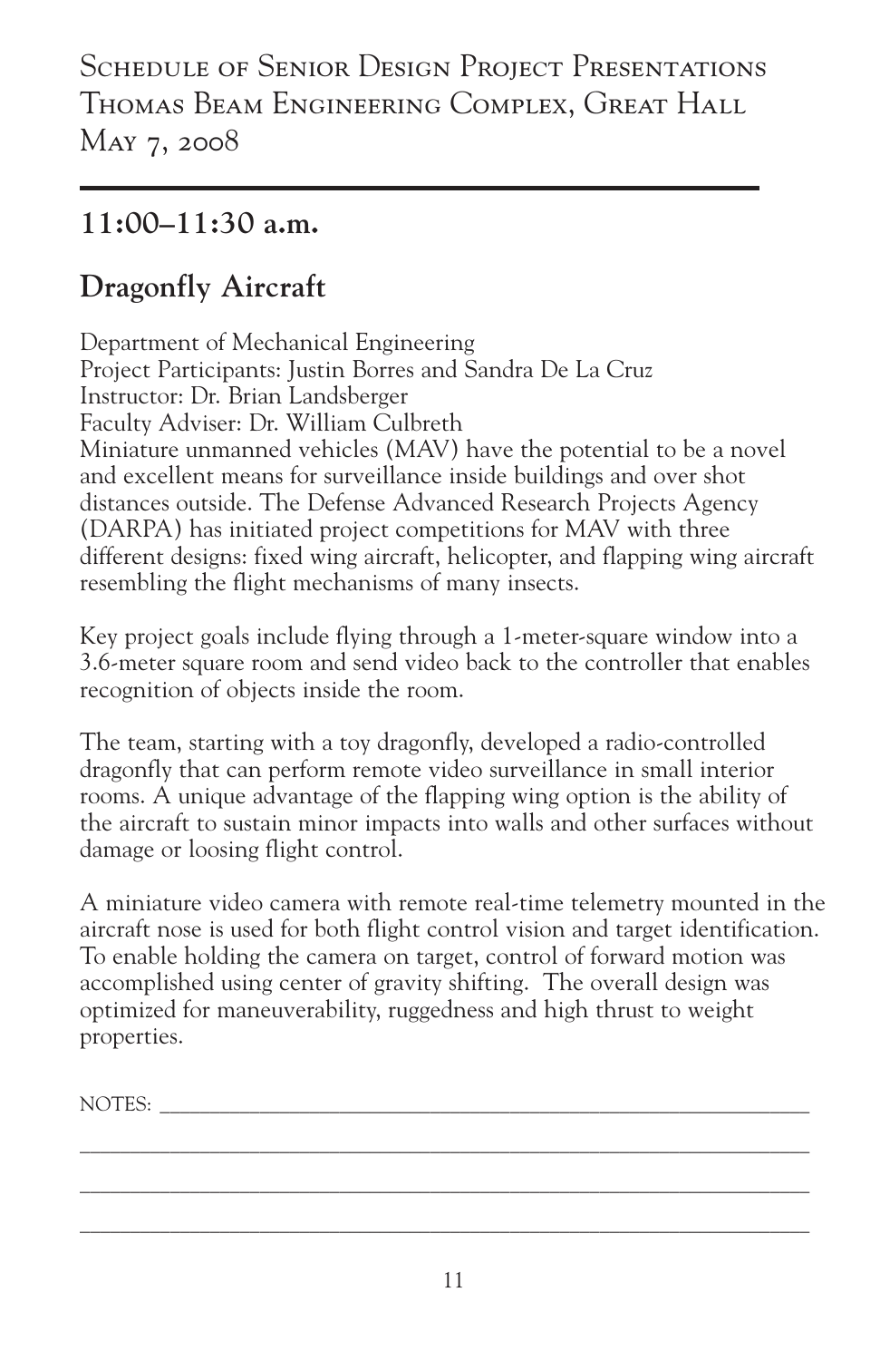Schedule of Senior Design Project Presentations
Thomas Beam Engineering Complex, Great Hall
May 7, 2008

## 11:00–11:30 a.m.

## Dragonfly Aircraft

Department of Mechanical Engineering
Project Participants: Justin Borres and Sandra De La Cruz
Instructor: Dr. Brian Landsberger
Faculty Adviser: Dr. William Culbreth
Miniature unmanned vehicles (MAV) have the potential to be a novel and excellent means for surveillance inside buildings and over shot distances outside. The Defense Advanced Research Projects Agency (DARPA) has initiated project competitions for MAV with three different designs: fixed wing aircraft, helicopter, and flapping wing aircraft resembling the flight mechanisms of many insects.

Key project goals include flying through a 1-meter-square window into a 3.6-meter square room and send video back to the controller that enables recognition of objects inside the room.

The team, starting with a toy dragonfly, developed a radio-controlled dragonfly that can perform remote video surveillance in small interior rooms. A unique advantage of the flapping wing option is the ability of the aircraft to sustain minor impacts into walls and other surfaces without damage or loosing flight control.

A miniature video camera with remote real-time telemetry mounted in the aircraft nose is used for both flight control vision and target identification. To enable holding the camera on target, control of forward motion was accomplished using center of gravity shifting. The overall design was optimized for maneuverability, ruggedness and high thrust to weight properties.

NOTES: ______________________________________________________________

______________________________________________________________________

______________________________________________________________________

______________________________________________________________________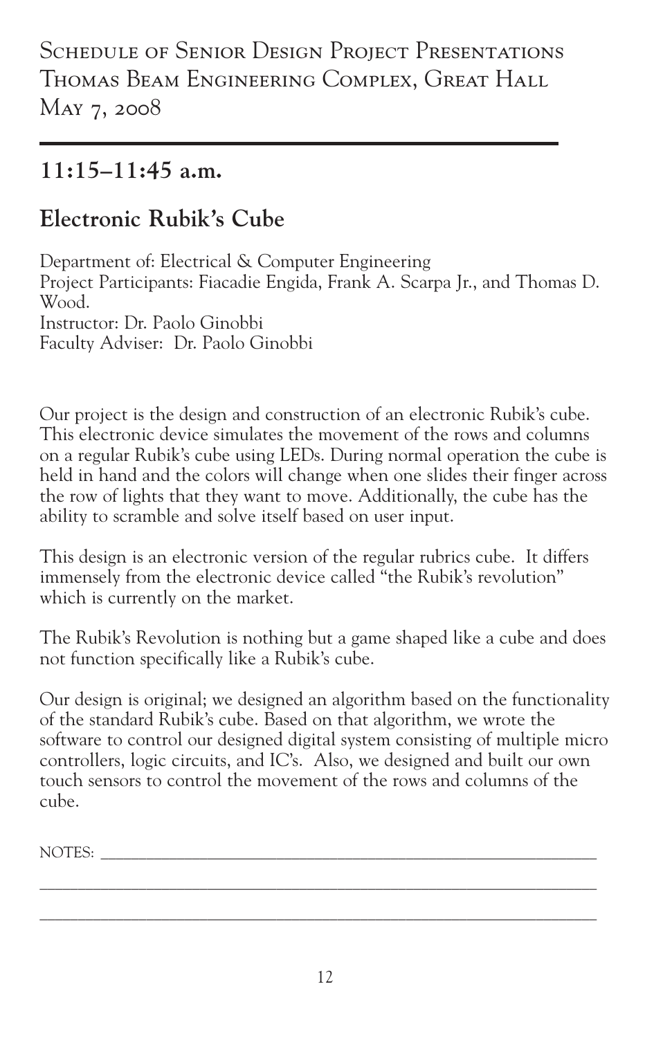Schedule of Senior Design Project Presentations
Thomas Beam Engineering Complex, Great Hall
May 7, 2008

## 11:15–11:45 a.m.

## Electronic Rubik's Cube

Department of: Electrical & Computer Engineering
Project Participants: Fiacadie Engida, Frank A. Scarpa Jr., and Thomas D. Wood.
Instructor: Dr. Paolo Ginobbi
Faculty Adviser: Dr. Paolo Ginobbi

Our project is the design and construction of an electronic Rubik's cube. This electronic device simulates the movement of the rows and columns on a regular Rubik's cube using LEDs. During normal operation the cube is held in hand and the colors will change when one slides their finger across the row of lights that they want to move. Additionally, the cube has the ability to scramble and solve itself based on user input.

This design is an electronic version of the regular rubrics cube. It differs immensely from the electronic device called "the Rubik's revolution" which is currently on the market.

The Rubik's Revolution is nothing but a game shaped like a cube and does not function specifically like a Rubik's cube.

Our design is original; we designed an algorithm based on the functionality of the standard Rubik's cube. Based on that algorithm, we wrote the software to control our designed digital system consisting of multiple micro controllers, logic circuits, and IC's. Also, we designed and built our own touch sensors to control the movement of the rows and columns of the cube.

NOTES: ____________________________________________________________

____________________________________________________________________

____________________________________________________________________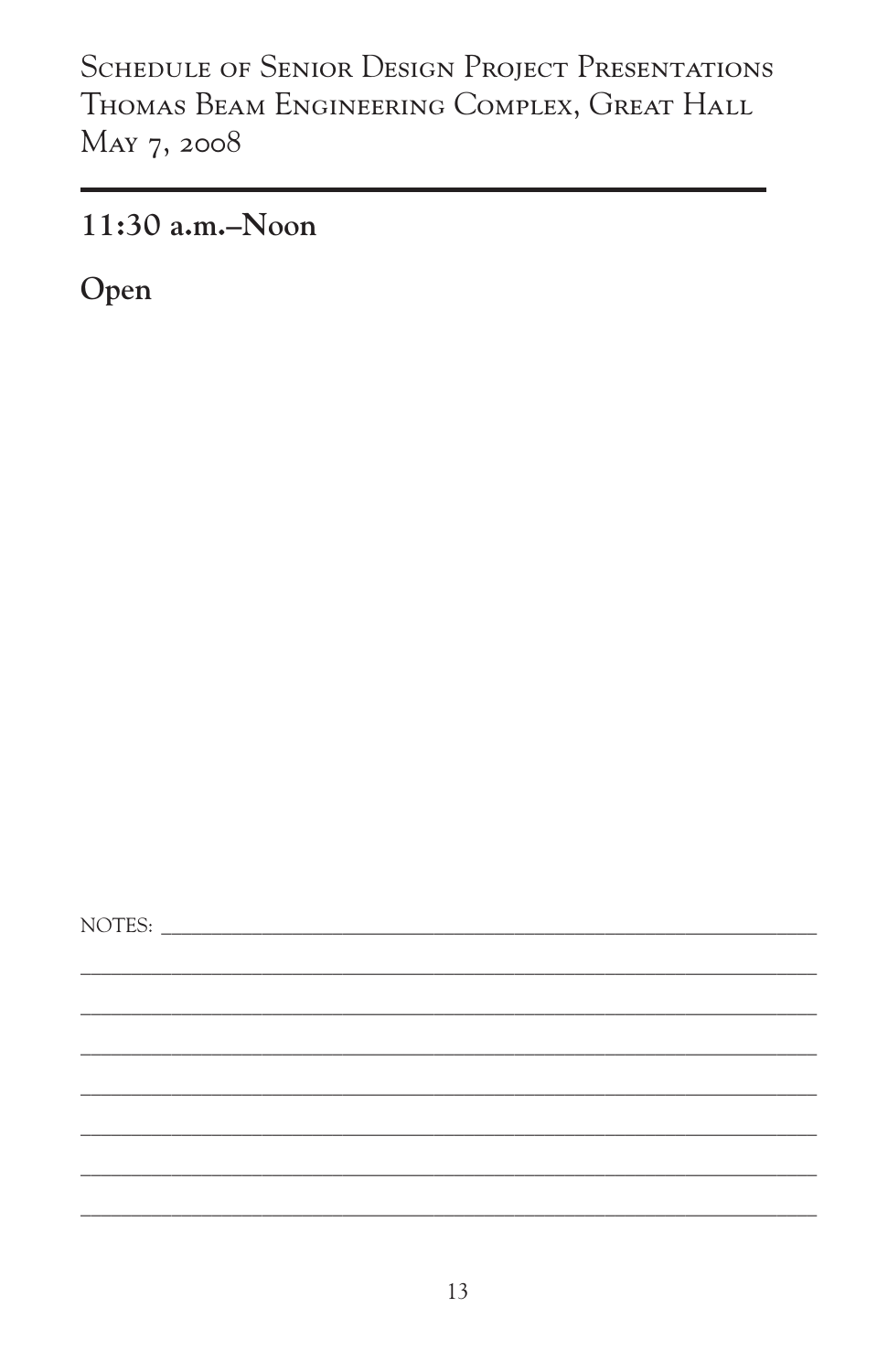## 11:30 a.m.–Noon

**Open**

NOTES: ______________________________________________________________

_____________________________________________________________________

_____________________________________________________________________

_____________________________________________________________________

_____________________________________________________________________

_____________________________________________________________________

_____________________________________________________________________

_____________________________________________________________________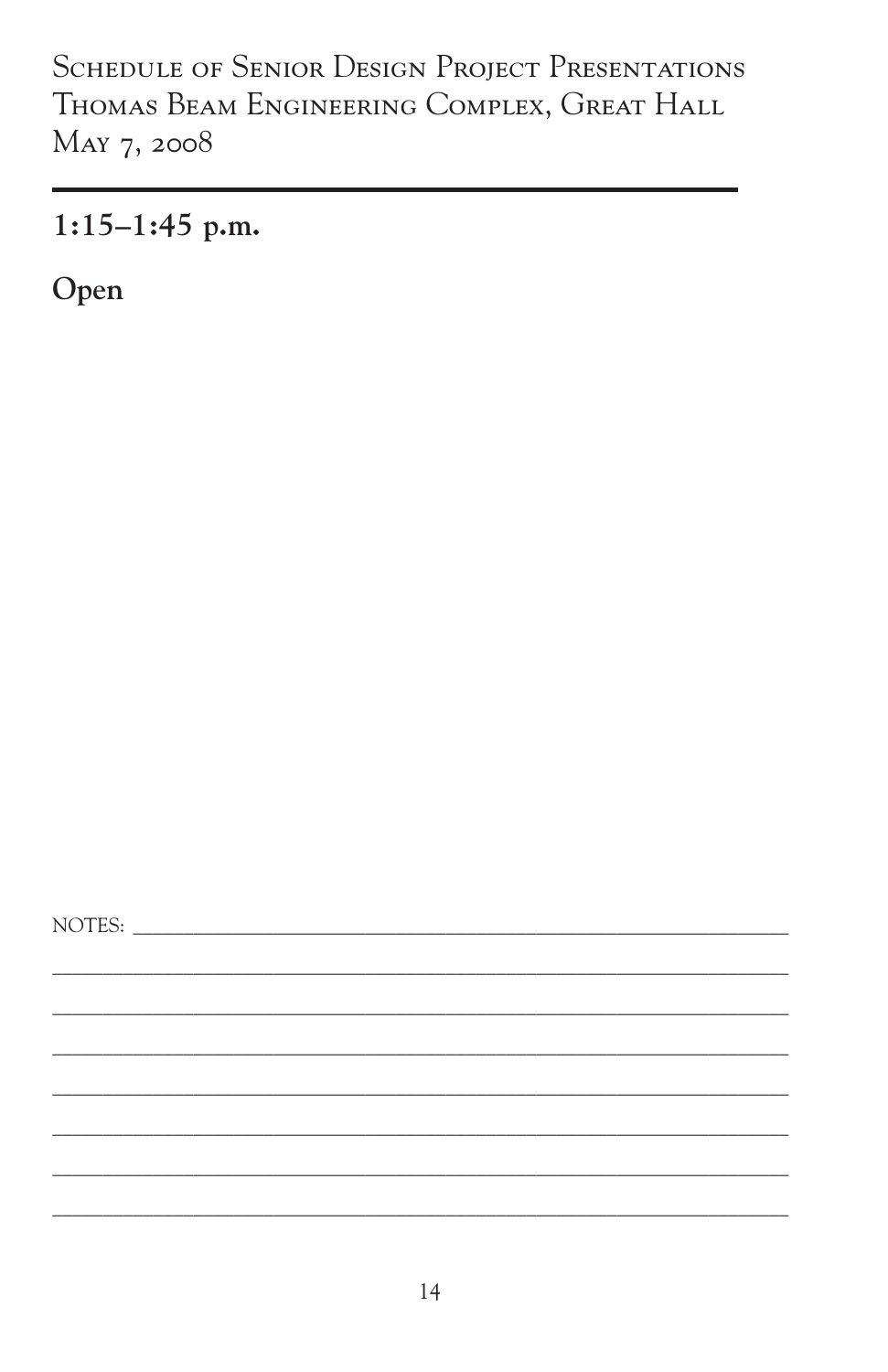Schedule of Senior Design Project Presentations
Thomas Beam Engineering Complex, Great Hall
May 7, 2008

---

## 1:15–1:45 p.m.

**Open**

NOTES: ______________________________________________________________

______________________________________________________________________

______________________________________________________________________

______________________________________________________________________

______________________________________________________________________

______________________________________________________________________

______________________________________________________________________

______________________________________________________________________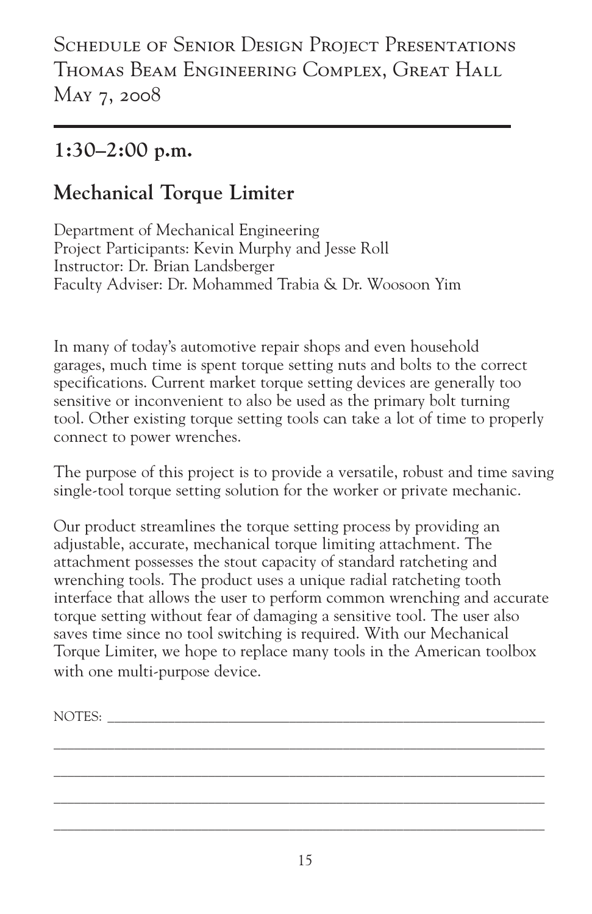Schedule of Senior Design Project Presentations
Thomas Beam Engineering Complex, Great Hall
May 7, 2008

## 1:30–2:00 p.m.

## Mechanical Torque Limiter

Department of Mechanical Engineering
Project Participants: Kevin Murphy and Jesse Roll
Instructor: Dr. Brian Landsberger
Faculty Adviser: Dr. Mohammed Trabia & Dr. Woosoon Yim

In many of today's automotive repair shops and even household garages, much time is spent torque setting nuts and bolts to the correct specifications. Current market torque setting devices are generally too sensitive or inconvenient to also be used as the primary bolt turning tool. Other existing torque setting tools can take a lot of time to properly connect to power wrenches.

The purpose of this project is to provide a versatile, robust and time saving single-tool torque setting solution for the worker or private mechanic.

Our product streamlines the torque setting process by providing an adjustable, accurate, mechanical torque limiting attachment. The attachment possesses the stout capacity of standard ratcheting and wrenching tools. The product uses a unique radial ratcheting tooth interface that allows the user to perform common wrenching and accurate torque setting without fear of damaging a sensitive tool. The user also saves time since no tool switching is required. With our Mechanical Torque Limiter, we hope to replace many tools in the American toolbox with one multi-purpose device.

NOTES: ___________________________________________________________

_________________________________________________________________

_________________________________________________________________

_________________________________________________________________

_________________________________________________________________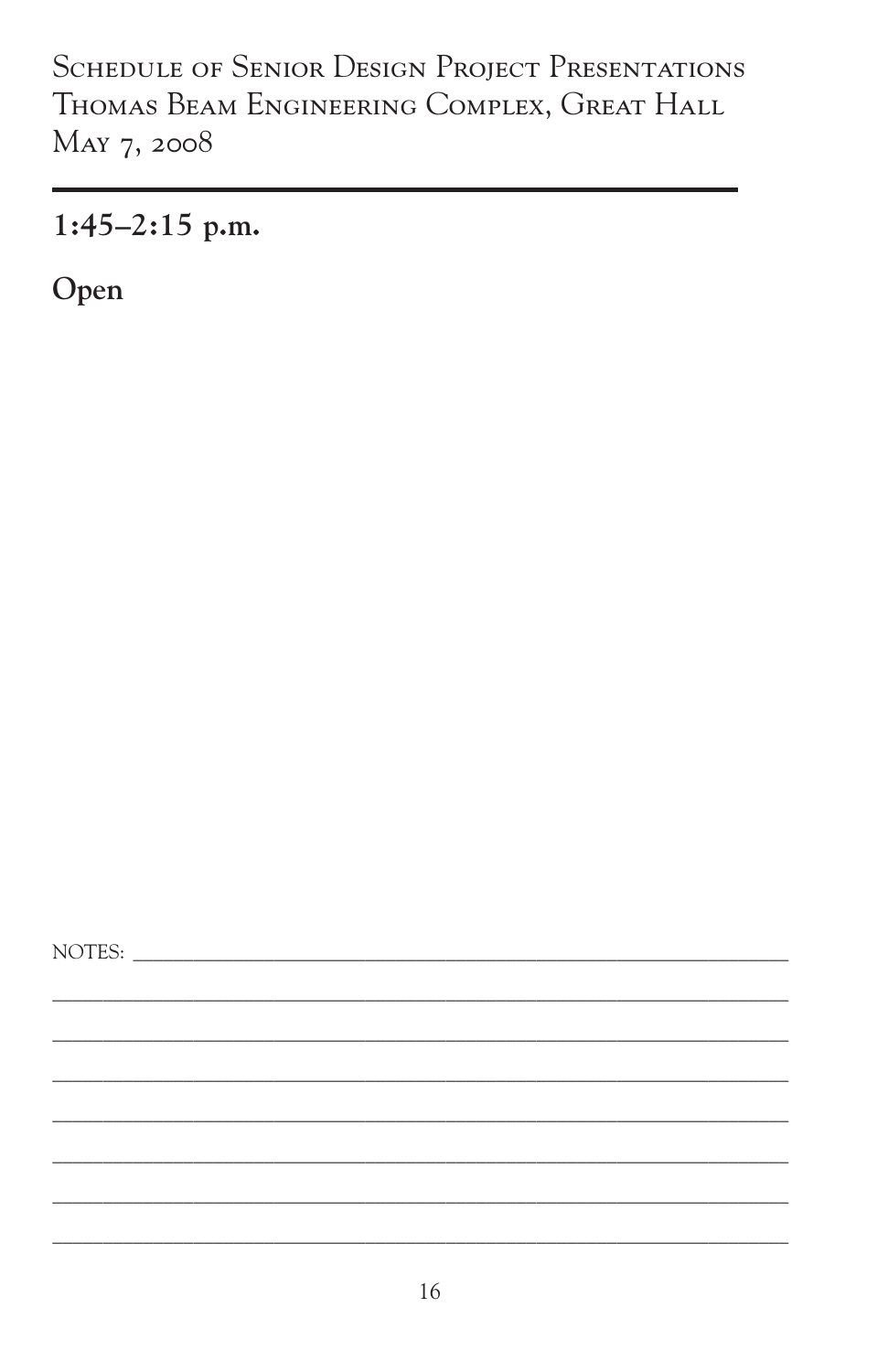Schedule of Senior Design Project Presentations
Thomas Beam Engineering Complex, Great Hall
May 7, 2008

---

## 1:45–2:15 p.m.

**Open**

NOTES: ______________________________________________

______________________________________________

______________________________________________

______________________________________________

______________________________________________

______________________________________________

______________________________________________

______________________________________________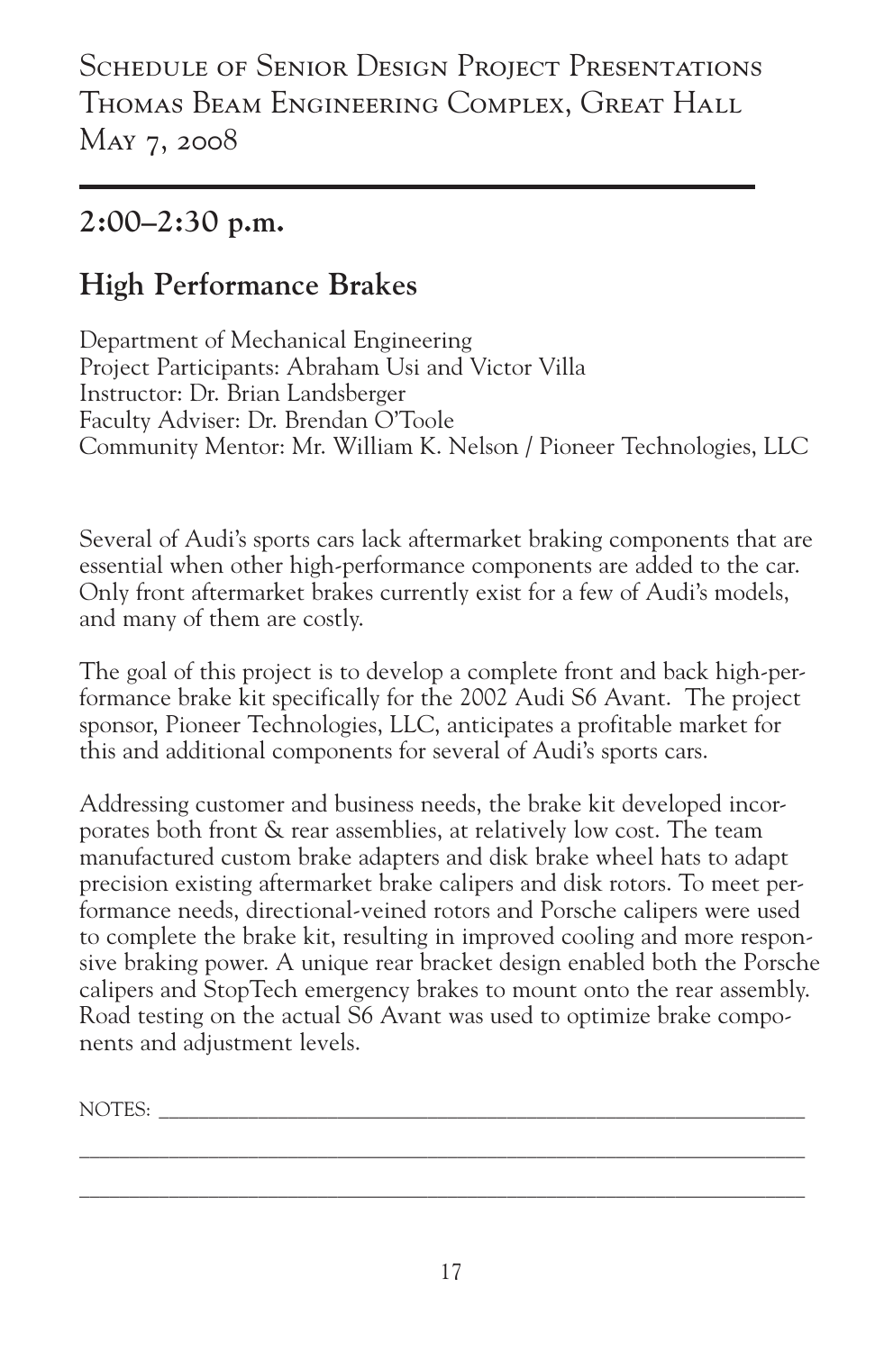Schedule of Senior Design Project Presentations
Thomas Beam Engineering Complex, Great Hall
May 7, 2008

## 2:00–2:30 p.m.

## High Performance Brakes

Department of Mechanical Engineering
Project Participants: Abraham Usi and Victor Villa
Instructor: Dr. Brian Landsberger
Faculty Adviser: Dr. Brendan O'Toole
Community Mentor: Mr. William K. Nelson / Pioneer Technologies, LLC

Several of Audi's sports cars lack aftermarket braking components that are essential when other high-performance components are added to the car. Only front aftermarket brakes currently exist for a few of Audi's models, and many of them are costly.

The goal of this project is to develop a complete front and back high-performance brake kit specifically for the 2002 Audi S6 Avant. The project sponsor, Pioneer Technologies, LLC, anticipates a profitable market for this and additional components for several of Audi's sports cars.

Addressing customer and business needs, the brake kit developed incorporates both front & rear assemblies, at relatively low cost. The team manufactured custom brake adapters and disk brake wheel hats to adapt precision existing aftermarket brake calipers and disk rotors. To meet performance needs, directional-veined rotors and Porsche calipers were used to complete the brake kit, resulting in improved cooling and more responsive braking power. A unique rear bracket design enabled both the Porsche calipers and StopTech emergency brakes to mount onto the rear assembly. Road testing on the actual S6 Avant was used to optimize brake components and adjustment levels.

NOTES: ______________________________________________________________

______________________________________________________________________

______________________________________________________________________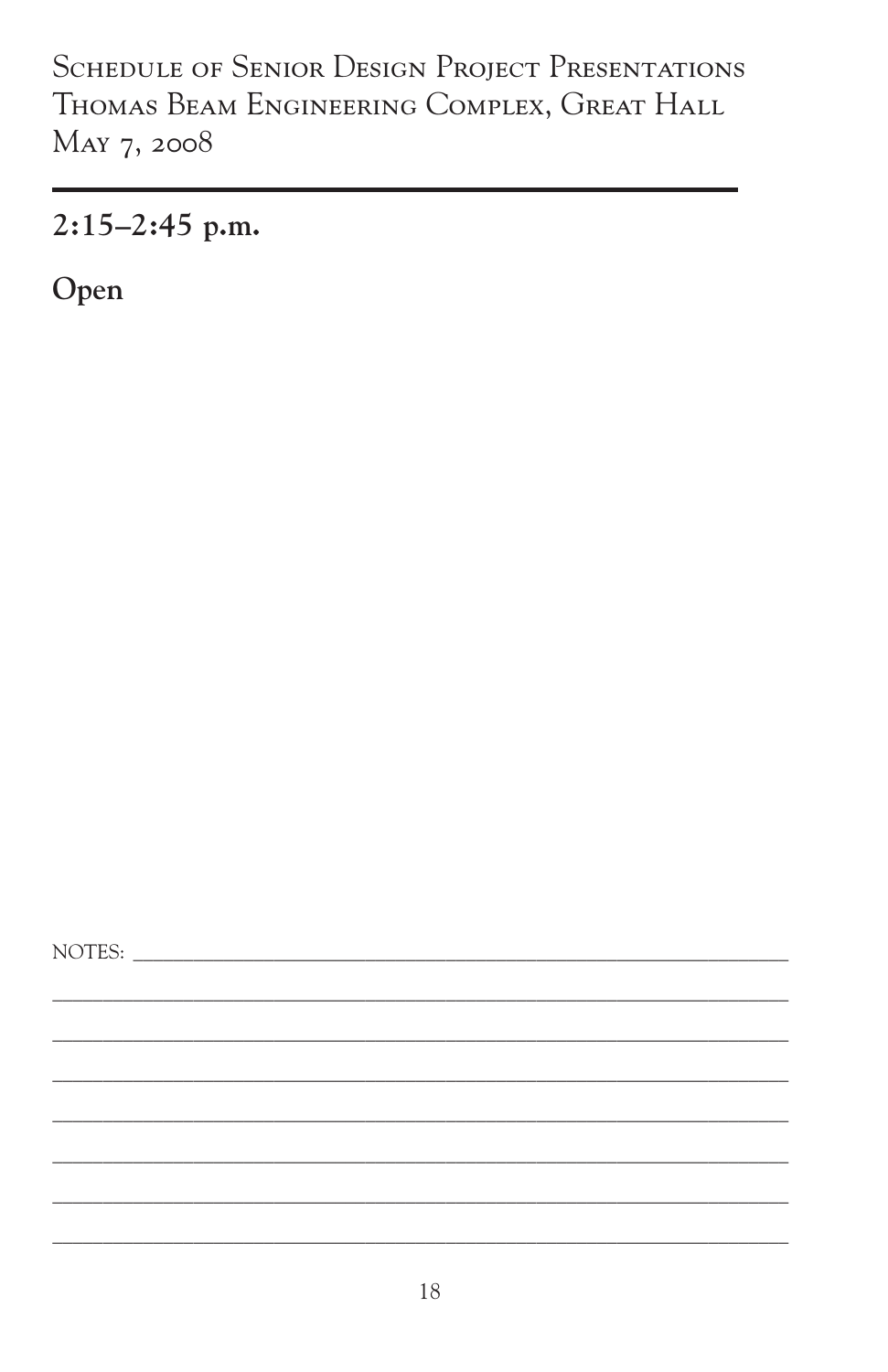## 2:15–2:45 p.m.

**Open**

NOTES: ___________________________________________________________

______________________________________________________________

______________________________________________________________

______________________________________________________________

______________________________________________________________

______________________________________________________________

______________________________________________________________

______________________________________________________________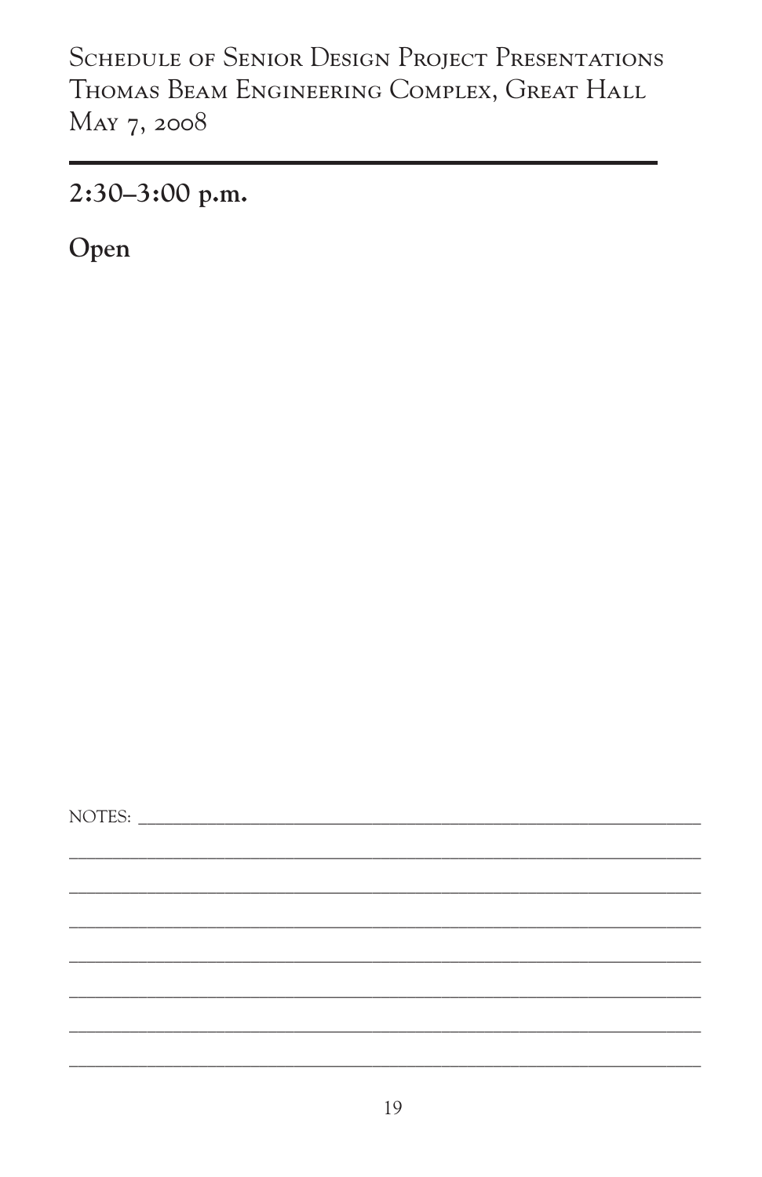Schedule of Senior Design Project Presentations
Thomas Beam Engineering Complex, Great Hall
May 7, 2008

## 2:30–3:00 p.m.

**Open**

NOTES: ________________________________________________________________

________________________________________________________________

________________________________________________________________

________________________________________________________________

________________________________________________________________

________________________________________________________________

________________________________________________________________

________________________________________________________________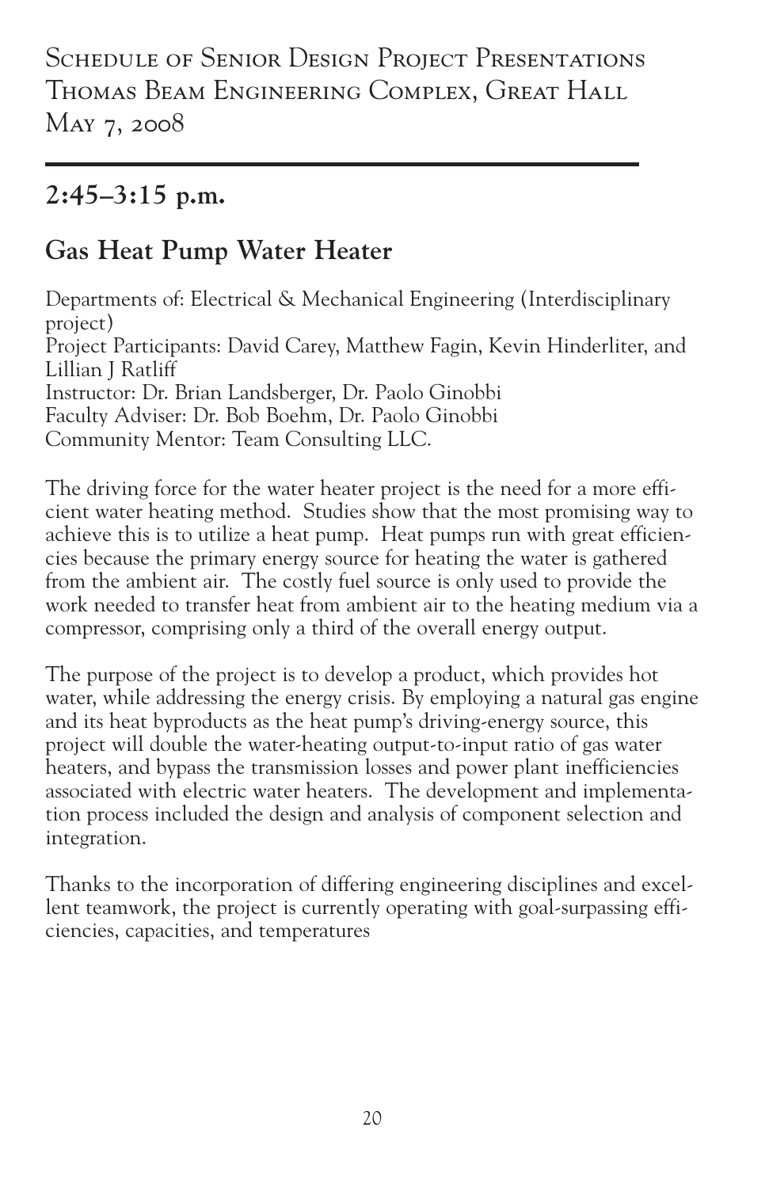Schedule of Senior Design Project Presentations
Thomas Beam Engineering Complex, Great Hall
May 7, 2008

## 2:45–3:15 p.m.

## Gas Heat Pump Water Heater

Departments of: Electrical & Mechanical Engineering (Interdisciplinary project)
Project Participants: David Carey, Matthew Fagin, Kevin Hinderliter, and Lillian J Ratliff
Instructor: Dr. Brian Landsberger, Dr. Paolo Ginobbi
Faculty Adviser: Dr. Bob Boehm, Dr. Paolo Ginobbi
Community Mentor: Team Consulting LLC.

The driving force for the water heater project is the need for a more efficient water heating method. Studies show that the most promising way to achieve this is to utilize a heat pump. Heat pumps run with great efficiencies because the primary energy source for heating the water is gathered from the ambient air. The costly fuel source is only used to provide the work needed to transfer heat from ambient air to the heating medium via a compressor, comprising only a third of the overall energy output.

The purpose of the project is to develop a product, which provides hot water, while addressing the energy crisis. By employing a natural gas engine and its heat byproducts as the heat pump's driving-energy source, this project will double the water-heating output-to-input ratio of gas water heaters, and bypass the transmission losses and power plant inefficiencies associated with electric water heaters. The development and implementation process included the design and analysis of component selection and integration.

Thanks to the incorporation of differing engineering disciplines and excellent teamwork, the project is currently operating with goal-surpassing efficiencies, capacities, and temperatures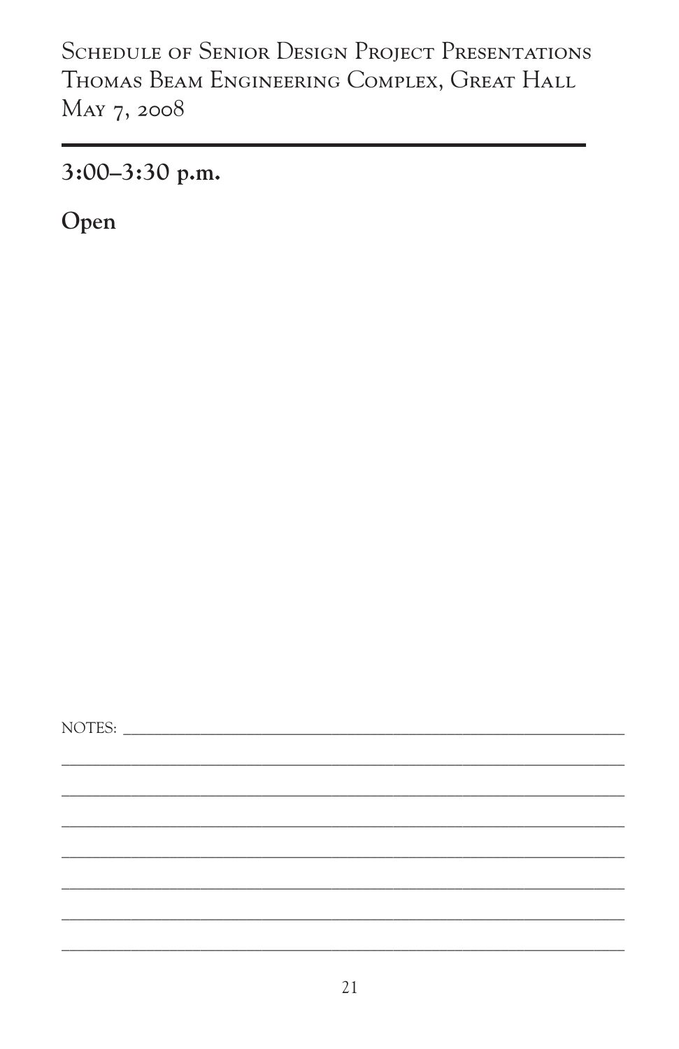Schedule of Senior Design Project Presentations
Thomas Beam Engineering Complex, Great Hall
May 7, 2008

## 3:00–3:30 p.m.

## Open

NOTES: ______________________________________________________________

______________________________________________________________________

______________________________________________________________________

______________________________________________________________________

______________________________________________________________________

______________________________________________________________________

______________________________________________________________________

______________________________________________________________________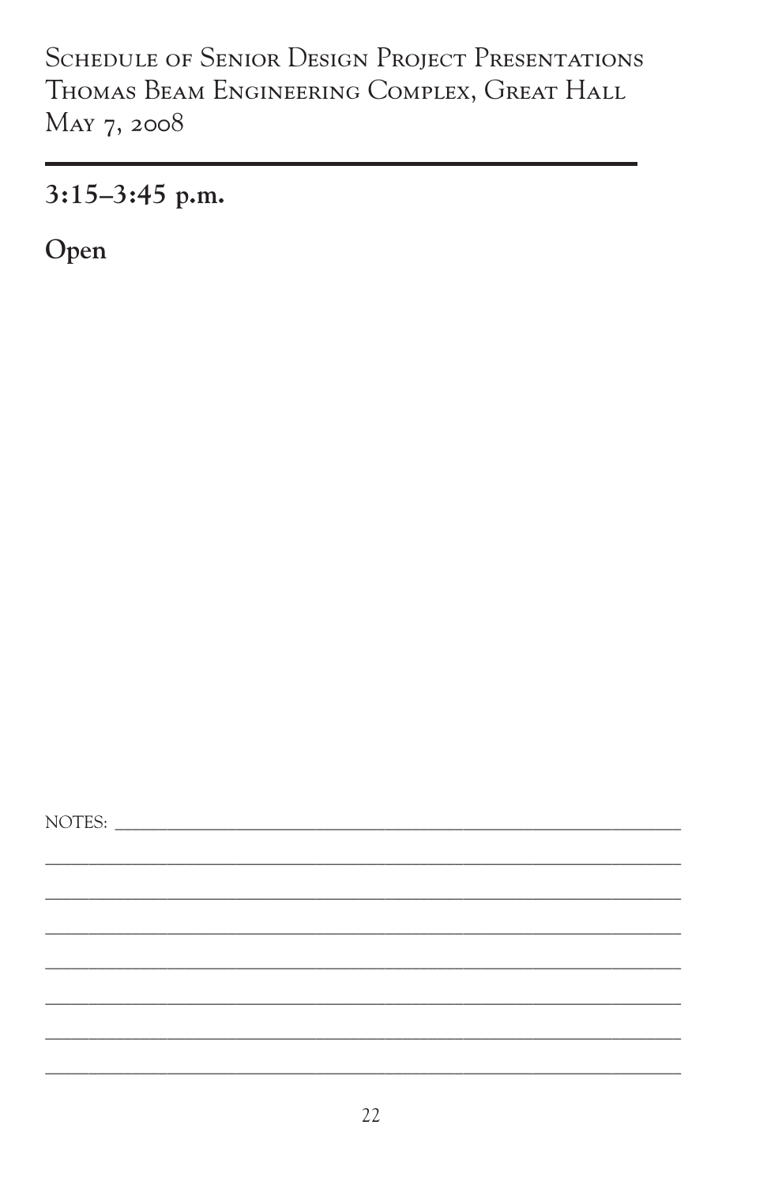## 3:15–3:45 p.m.

**Open**

NOTES: ____________________________________________________________

____________________________________________________________________

____________________________________________________________________

____________________________________________________________________

____________________________________________________________________

____________________________________________________________________

____________________________________________________________________

____________________________________________________________________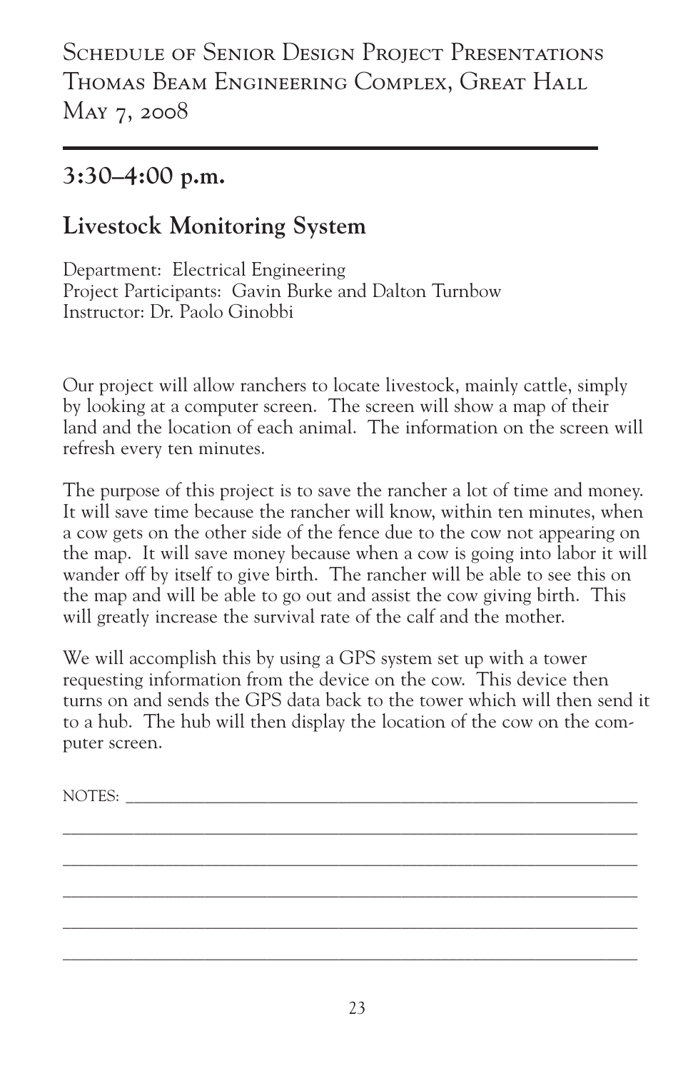Schedule of Senior Design Project Presentations
Thomas Beam Engineering Complex, Great Hall
May 7, 2008

## 3:30–4:00 p.m.

## Livestock Monitoring System

Department: Electrical Engineering
Project Participants: Gavin Burke and Dalton Turnbow
Instructor: Dr. Paolo Ginobbi

Our project will allow ranchers to locate livestock, mainly cattle, simply by looking at a computer screen. The screen will show a map of their land and the location of each animal. The information on the screen will refresh every ten minutes.

The purpose of this project is to save the rancher a lot of time and money. It will save time because the rancher will know, within ten minutes, when a cow gets on the other side of the fence due to the cow not appearing on the map. It will save money because when a cow is going into labor it will wander off by itself to give birth. The rancher will be able to see this on the map and will be able to go out and assist the cow giving birth. This will greatly increase the survival rate of the calf and the mother.

We will accomplish this by using a GPS system set up with a tower requesting information from the device on the cow. This device then turns on and sends the GPS data back to the tower which will then send it to a hub. The hub will then display the location of the cow on the computer screen.

NOTES: ____________________________________________________________

______________________________________________________________________

______________________________________________________________________

______________________________________________________________________

______________________________________________________________________

______________________________________________________________________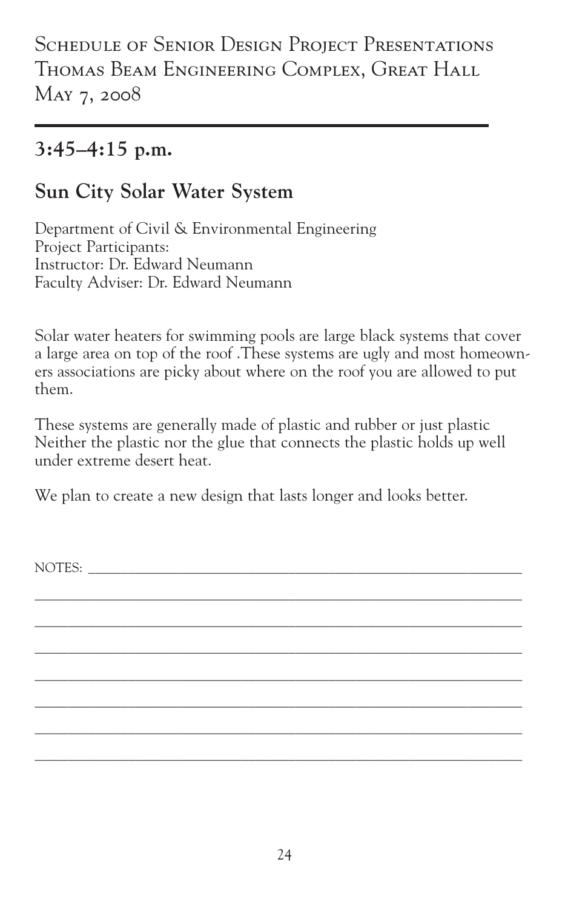## 3:45–4:15 p.m.

## Sun City Solar Water System

Department of Civil & Environmental Engineering
Project Participants:
Instructor: Dr. Edward Neumann
Faculty Adviser: Dr. Edward Neumann

Solar water heaters for swimming pools are large black systems that cover a large area on top of the roof .These systems are ugly and most homeowners associations are picky about where on the roof you are allowed to put them.

These systems are generally made of plastic and rubber or just plastic Neither the plastic nor the glue that connects the plastic holds up well under extreme desert heat.

We plan to create a new design that lasts longer and looks better.

NOTES: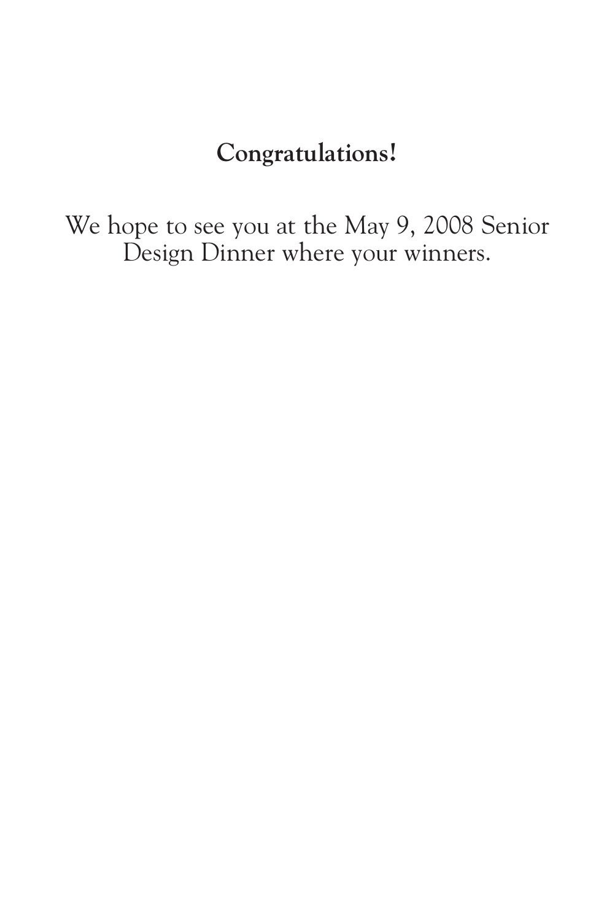**Congratulations!**

We hope to see you at the May 9, 2008 Senior Design Dinner where your winners.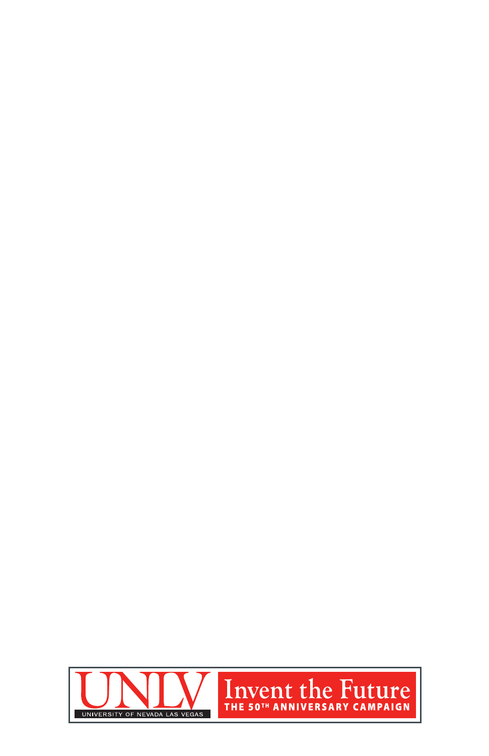UNLV

UNIVERSITY OF NEVADA LAS VEGAS

Invent the Future

THE 50TH ANNIVERSARY CAMPAIGN